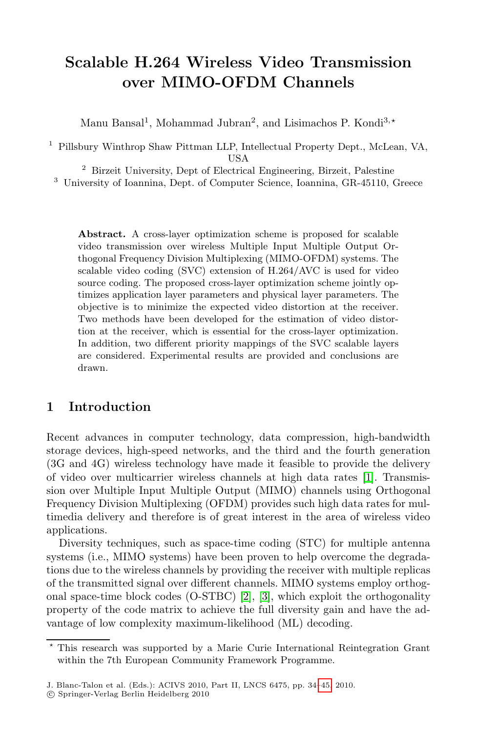# Scalable H.264 Wireless Video Transmission over MIMO-OFDM Channels

Manu Bansal[1], Mohammad Jubran[2], and Lisimachos P. Kondi[3,⋆]

[1] Pillsbury Winthrop Shaw Pittman LLP, Intellectual Property Dept., McLean, VA, USA

[2] Birzeit University, Dept of Electrical Engineering, Birzeit, Palestine

[3] University of Ioannina, Dept. of Computer Science, Ioannina, GR-45110, Greece

**Abstract.** A cross-layer optimization scheme is proposed for scalable video transmission over wireless Multiple Input Multiple Output Orthogonal Frequency Division Multiplexing (MIMO-OFDM) systems. The scalable video coding (SVC) extension of H.264/AVC is used for video source coding. The proposed cross-layer optimization scheme jointly optimizes application layer parameters and physical layer parameters. The objective is to minimize the expected video distortion at the receiver. Two methods have been developed for the estimation of video distortion at the receiver, which is essential for the cross-layer optimization. In addition, two different priority mappings of the SVC scalable layers are considered. Experimental results are provided and conclusions are drawn.

## 1 Introduction

Recent advances in computer technology, data compression, high-bandwidth storage devices, high-speed networks, and the third and the fourth generation (3G and 4G) wireless technology have made it feasible to provide the delivery of video over multicarrier wireless channels at high data rates [1]. Transmission over Multiple Input Multiple Output (MIMO) channels using Orthogonal Frequency Division Multiplexing (OFDM) provides such high data rates for multimedia delivery and therefore is of great interest in the area of wireless video applications.

Diversity techniques, such as space-time coding (STC) for multiple antenna systems (i.e., MIMO systems) have been proven to help overcome the degradations due to the wireless channels by providing the receiver with multiple replicas of the transmitted signal over different channels. MIMO systems employ orthogonal space-time block codes (O-STBC) [2], [3], which exploit the orthogonality property of the code matrix to achieve the full diversity gain and have the advantage of low complexity maximum-likelihood (ML) decoding.

⋆ This research was supported by a Marie Curie International Reintegration Grant within the 7th European Community Framework Programme.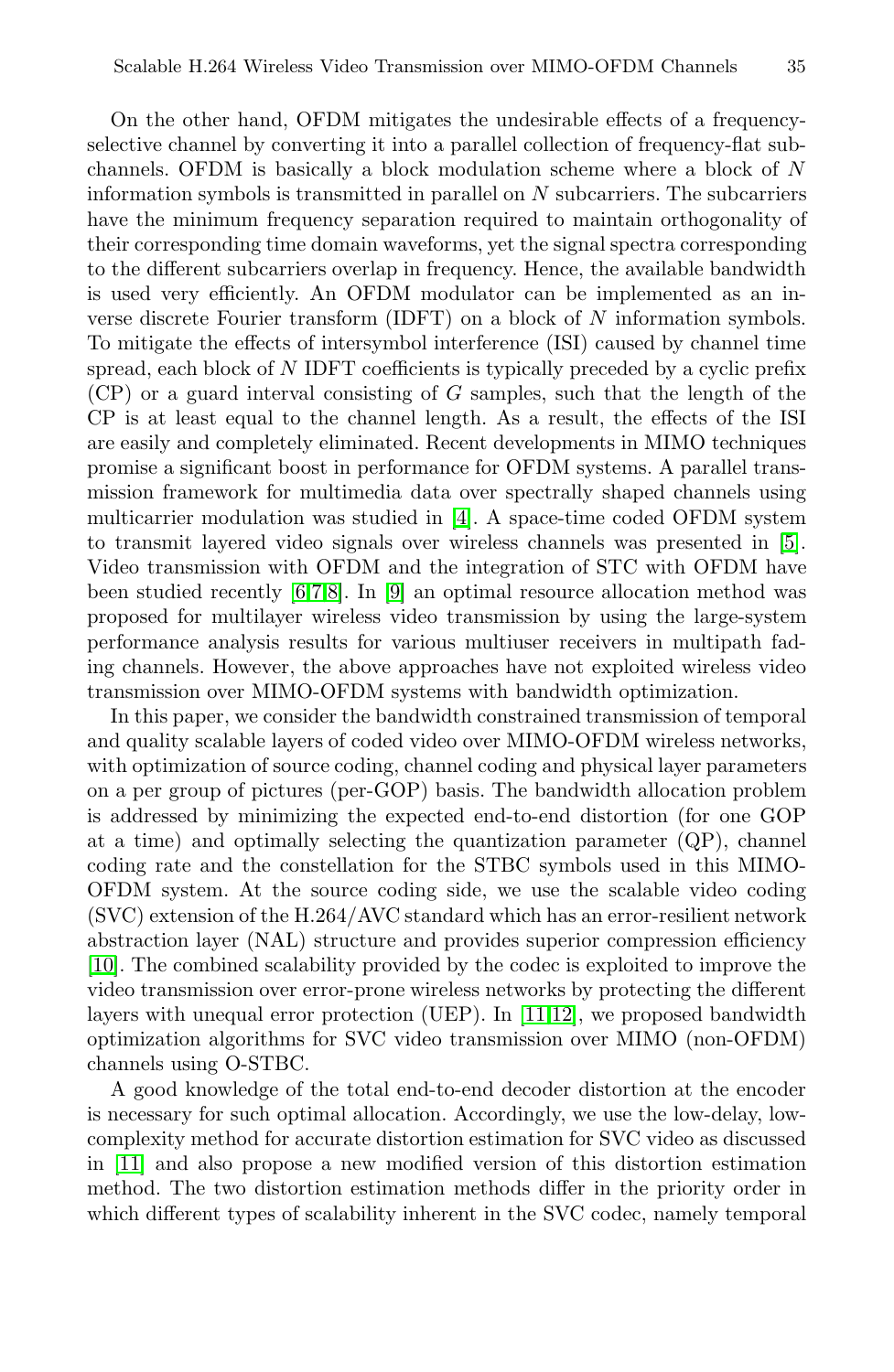On the other hand, OFDM mitigates the undesirable effects of a frequency-selective channel by converting it into a parallel collection of frequency-flat sub-channels. OFDM is basically a block modulation scheme where a block of $N$ information symbols is transmitted in parallel on $N$ subcarriers. The subcarriers have the minimum frequency separation required to maintain orthogonality of their corresponding time domain waveforms, yet the signal spectra corresponding to the different subcarriers overlap in frequency. Hence, the available bandwidth is used very efficiently. An OFDM modulator can be implemented as an inverse discrete Fourier transform (IDFT) on a block of $N$ information symbols. To mitigate the effects of intersymbol interference (ISI) caused by channel time spread, each block of $N$ IDFT coefficients is typically preceded by a cyclic prefix (CP) or a guard interval consisting of $G$ samples, such that the length of the CP is at least equal to the channel length. As a result, the effects of the ISI are easily and completely eliminated. Recent developments in MIMO techniques promise a significant boost in performance for OFDM systems. A parallel transmission framework for multimedia data over spectrally shaped channels using multicarrier modulation was studied in [4]. A space-time coded OFDM system to transmit layered video signals over wireless channels was presented in [5]. Video transmission with OFDM and the integration of STC with OFDM have been studied recently [6,7,8]. In [9] an optimal resource allocation method was proposed for multilayer wireless video transmission by using the large-system performance analysis results for various multiuser receivers in multipath fading channels. However, the above approaches have not exploited wireless video transmission over MIMO-OFDM systems with bandwidth optimization.

In this paper, we consider the bandwidth constrained transmission of temporal and quality scalable layers of coded video over MIMO-OFDM wireless networks, with optimization of source coding, channel coding and physical layer parameters on a per group of pictures (per-GOP) basis. The bandwidth allocation problem is addressed by minimizing the expected end-to-end distortion (for one GOP at a time) and optimally selecting the quantization parameter (QP), channel coding rate and the constellation for the STBC symbols used in this MIMO-OFDM system. At the source coding side, we use the scalable video coding (SVC) extension of the H.264/AVC standard which has an error-resilient network abstraction layer (NAL) structure and provides superior compression efficiency [10]. The combined scalability provided by the codec is exploited to improve the video transmission over error-prone wireless networks by protecting the different layers with unequal error protection (UEP). In [11,12], we proposed bandwidth optimization algorithms for SVC video transmission over MIMO (non-OFDM) channels using O-STBC.

A good knowledge of the total end-to-end decoder distortion at the encoder is necessary for such optimal allocation. Accordingly, we use the low-delay, low-complexity method for accurate distortion estimation for SVC video as discussed in [11] and also propose a new modified version of this distortion estimation method. The two distortion estimation methods differ in the priority order in which different types of scalability inherent in the SVC codec, namely temporal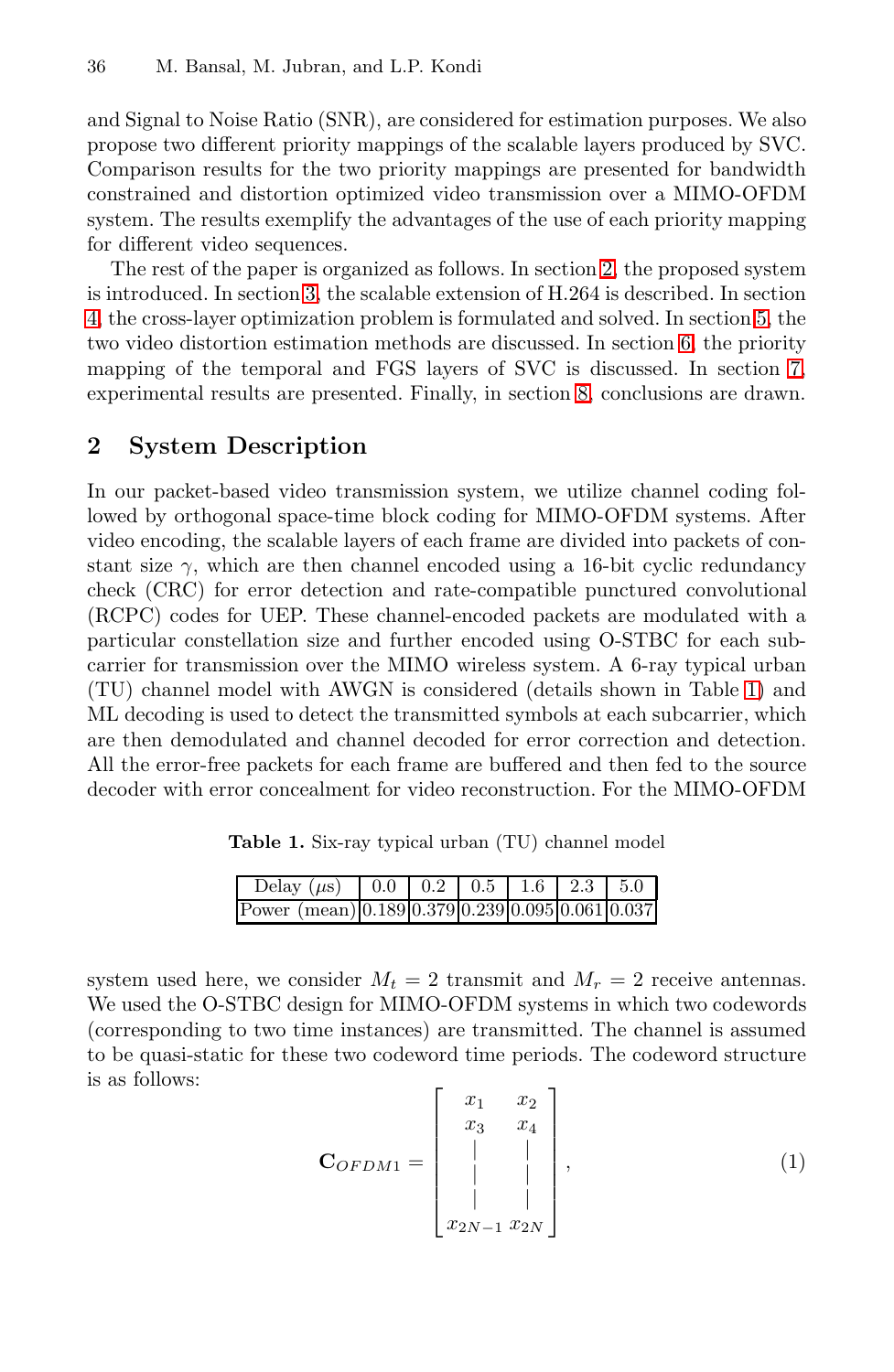and Signal to Noise Ratio (SNR), are considered for estimation purposes. We also propose two different priority mappings of the scalable layers produced by SVC. Comparison results for the two priority mappings are presented for bandwidth constrained and distortion optimized video transmission over a MIMO-OFDM system. The results exemplify the advantages of the use of each priority mapping for different video sequences.

The rest of the paper is organized as follows. In section 2, the proposed system is introduced. In section 3, the scalable extension of H.264 is described. In section 4, the cross-layer optimization problem is formulated and solved. In section 5, the two video distortion estimation methods are discussed. In section 6, the priority mapping of the temporal and FGS layers of SVC is discussed. In section 7, experimental results are presented. Finally, in section 8, conclusions are drawn.

## 2 System Description

In our packet-based video transmission system, we utilize channel coding followed by orthogonal space-time block coding for MIMO-OFDM systems. After video encoding, the scalable layers of each frame are divided into packets of constant size $\gamma$, which are then channel encoded using a 16-bit cyclic redundancy check (CRC) for error detection and rate-compatible punctured convolutional (RCPC) codes for UEP. These channel-encoded packets are modulated with a particular constellation size and further encoded using O-STBC for each subcarrier for transmission over the MIMO wireless system. A 6-ray typical urban (TU) channel model with AWGN is considered (details shown in Table 1) and ML decoding is used to detect the transmitted symbols at each subcarrier, which are then demodulated and channel decoded for error correction and detection. All the error-free packets for each frame are buffered and then fed to the source decoder with error concealment for video reconstruction. For the MIMO-OFDM system used here, we consider $M_t = 2$ transmit and $M_r = 2$ receive antennas. We used the O-STBC design for MIMO-OFDM systems in which two codewords (corresponding to two time instances) are transmitted. The channel is assumed to be quasi-static for these two codeword time periods. The codeword structure is as follows:

**Table 1.** Six-ray typical urban (TU) channel model

| Delay ($\mu$s) | 0.0 | 0.2 | 0.5 | 1.6 | 2.3 | 5.0 |
|---|---|---|---|---|---|---|
| Power (mean) | 0.189 | 0.379 | 0.239 | 0.095 | 0.061 | 0.037 |

$$\mathbf{C}_{OFDM1} = \begin{bmatrix} x_1 & x_2 \\ x_3 & x_4 \\ | & | \\ | & | \\ | & | \\ x_{2N-1} & x_{2N} \end{bmatrix}, \tag{1}$$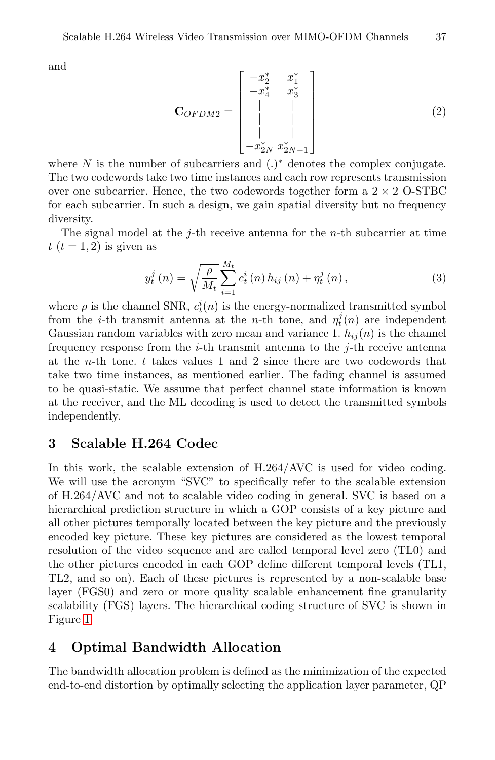and

$$
\mathbf{C}_{OFDM2} = \begin{bmatrix} -x_2^* & x_1^* \\ -x_4^* & x_3^* \\ | & | \\ | & | \\ | & | \\ -x_{2N}^* & x_{2N-1}^* \end{bmatrix} \tag{2}
$$

where $N$ is the number of subcarriers and $(.)^*$ denotes the complex conjugate. The two codewords take two time instances and each row represents transmission over one subcarrier. Hence, the two codewords together form a $2 \times 2$ O-STBC for each subcarrier. In such a design, we gain spatial diversity but no frequency diversity.

The signal model at the $j$-th receive antenna for the $n$-th subcarrier at time $t$ $(t = 1, 2)$ is given as

$$
y_t^j(n) = \sqrt{\frac{\rho}{M_t}} \sum_{i=1}^{M_t} c_t^i(n)\, h_{ij}(n) + \eta_t^j(n), \tag{3}
$$

where $\rho$ is the channel SNR, $c_t^i(n)$ is the energy-normalized transmitted symbol from the $i$-th transmit antenna at the $n$-th tone, and $\eta_t^j(n)$ are independent Gaussian random variables with zero mean and variance 1. $h_{ij}(n)$ is the channel frequency response from the $i$-th transmit antenna to the $j$-th receive antenna at the $n$-th tone. $t$ takes values 1 and 2 since there are two codewords that take two time instances, as mentioned earlier. The fading channel is assumed to be quasi-static. We assume that perfect channel state information is known at the receiver, and the ML decoding is used to detect the transmitted symbols independently.

## 3 Scalable H.264 Codec

In this work, the scalable extension of H.264/AVC is used for video coding. We will use the acronym "SVC" to specifically refer to the scalable extension of H.264/AVC and not to scalable video coding in general. SVC is based on a hierarchical prediction structure in which a GOP consists of a key picture and all other pictures temporally located between the key picture and the previously encoded key picture. These key pictures are considered as the lowest temporal resolution of the video sequence and are called temporal level zero (TL0) and the other pictures encoded in each GOP define different temporal levels (TL1, TL2, and so on). Each of these pictures is represented by a non-scalable base layer (FGS0) and zero or more quality scalable enhancement fine granularity scalability (FGS) layers. The hierarchical coding structure of SVC is shown in Figure 1.

## 4 Optimal Bandwidth Allocation

The bandwidth allocation problem is defined as the minimization of the expected end-to-end distortion by optimally selecting the application layer parameter, QP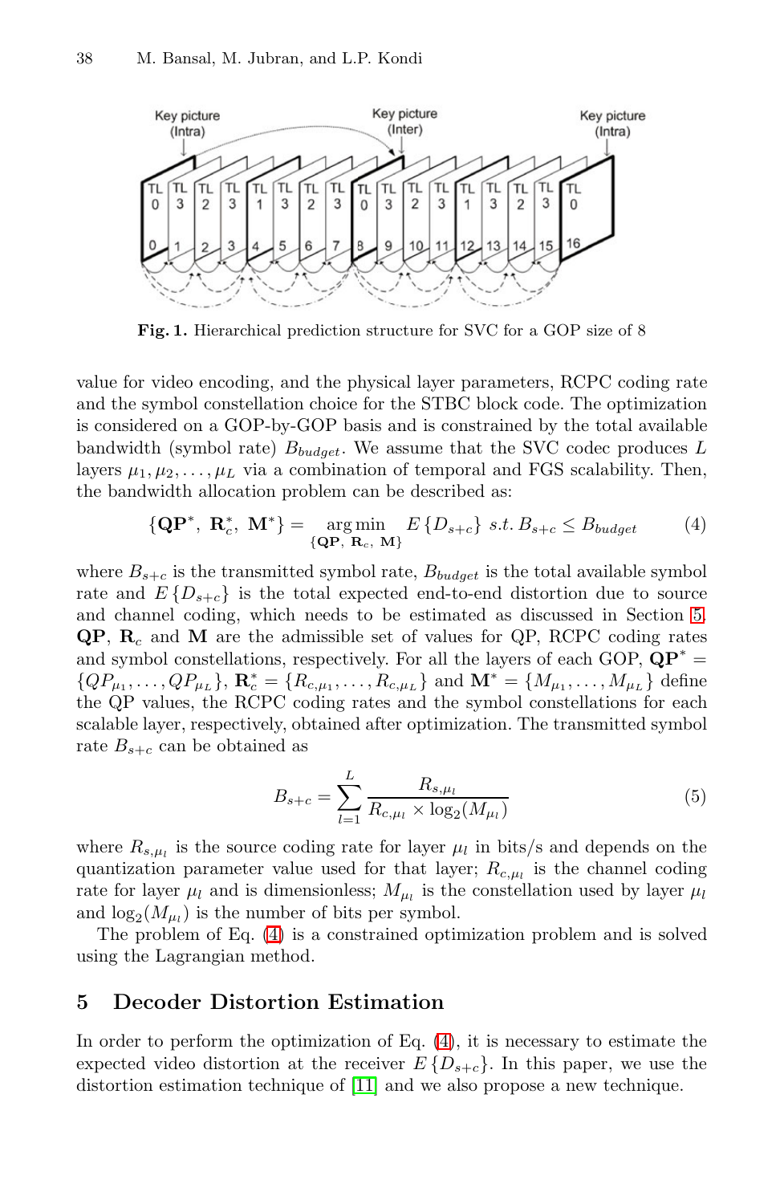**Fig. 1.** Hierarchical prediction structure for SVC for a GOP size of 8

value for video encoding, and the physical layer parameters, RCPC coding rate and the symbol constellation choice for the STBC block code. The optimization is considered on a GOP-by-GOP basis and is constrained by the total available bandwidth (symbol rate) $B_{budget}$. We assume that the SVC codec produces $L$ layers $\mu_1, \mu_2, \ldots, \mu_L$ via a combination of temporal and FGS scalability. Then, the bandwidth allocation problem can be described as:

$$\{\mathbf{QP}^*,\ \mathbf{R}_c^*,\ \mathbf{M}^*\} = \underset{\{\mathbf{QP},\ \mathbf{R}_c,\ \mathbf{M}\}}{\arg\min}\ E\{D_{s+c}\}\ s.t.\ B_{s+c} \leq B_{budget} \tag{4}$$

where $B_{s+c}$ is the transmitted symbol rate, $B_{budget}$ is the total available symbol rate and $E\{D_{s+c}\}$ is the total expected end-to-end distortion due to source and channel coding, which needs to be estimated as discussed in Section 5. $\mathbf{QP}$, $\mathbf{R}_c$ and $\mathbf{M}$ are the admissible set of values for QP, RCPC coding rates and symbol constellations, respectively. For all the layers of each GOP, $\mathbf{QP}^* = \{QP_{\mu_1}, \ldots, QP_{\mu_L}\}$, $\mathbf{R}_c^* = \{R_{c,\mu_1}, \ldots, R_{c,\mu_L}\}$ and $\mathbf{M}^* = \{M_{\mu_1}, \ldots, M_{\mu_L}\}$ define the QP values, the RCPC coding rates and the symbol constellations for each scalable layer, respectively, obtained after optimization. The transmitted symbol rate $B_{s+c}$ can be obtained as

$$B_{s+c} = \sum_{l=1}^{L} \frac{R_{s,\mu_l}}{R_{c,\mu_l} \times \log_2(M_{\mu_l})} \tag{5}$$

where $R_{s,\mu_l}$ is the source coding rate for layer $\mu_l$ in bits/s and depends on the quantization parameter value used for that layer; $R_{c,\mu_l}$ is the channel coding rate for layer $\mu_l$ and is dimensionless; $M_{\mu_l}$ is the constellation used by layer $\mu_l$ and $\log_2(M_{\mu_l})$ is the number of bits per symbol.

The problem of Eq. (4) is a constrained optimization problem and is solved using the Lagrangian method.

## 5 Decoder Distortion Estimation

In order to perform the optimization of Eq. (4), it is necessary to estimate the expected video distortion at the receiver $E\{D_{s+c}\}$. In this paper, we use the distortion estimation technique of [11] and we also propose a new technique.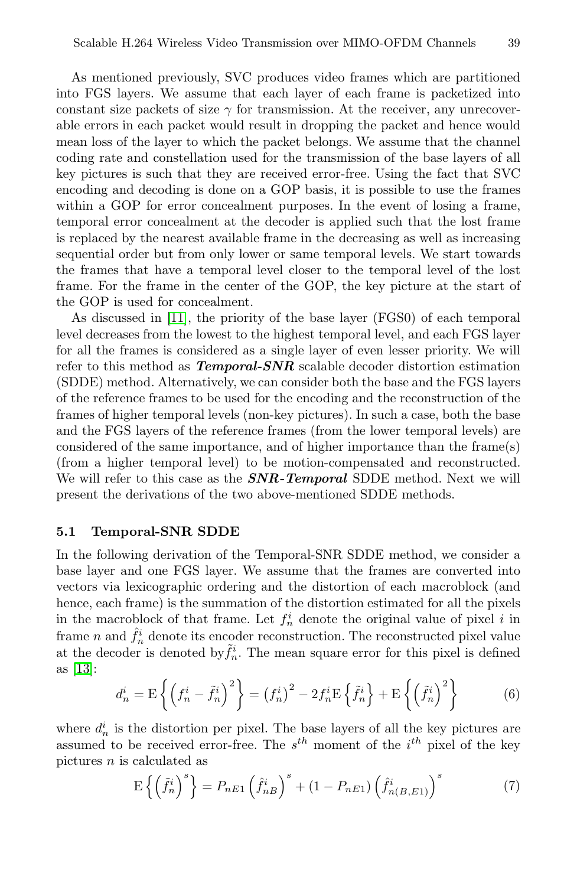As mentioned previously, SVC produces video frames which are partitioned into FGS layers. We assume that each layer of each frame is packetized into constant size packets of size $\gamma$ for transmission. At the receiver, any unrecoverable errors in each packet would result in dropping the packet and hence would mean loss of the layer to which the packet belongs. We assume that the channel coding rate and constellation used for the transmission of the base layers of all key pictures is such that they are received error-free. Using the fact that SVC encoding and decoding is done on a GOP basis, it is possible to use the frames within a GOP for error concealment purposes. In the event of losing a frame, temporal error concealment at the decoder is applied such that the lost frame is replaced by the nearest available frame in the decreasing as well as increasing sequential order but from only lower or same temporal levels. We start towards the frames that have a temporal level closer to the temporal level of the lost frame. For the frame in the center of the GOP, the key picture at the start of the GOP is used for concealment.

As discussed in [11], the priority of the base layer (FGS0) of each temporal level decreases from the lowest to the highest temporal level, and each FGS layer for all the frames is considered as a single layer of even lesser priority. We will refer to this method as ***Temporal-SNR*** scalable decoder distortion estimation (SDDE) method. Alternatively, we can consider both the base and the FGS layers of the reference frames to be used for the encoding and the reconstruction of the frames of higher temporal levels (non-key pictures). In such a case, both the base and the FGS layers of the reference frames (from the lower temporal levels) are considered of the same importance, and of higher importance than the frame(s) (from a higher temporal level) to be motion-compensated and reconstructed. We will refer to this case as the ***SNR-Temporal*** SDDE method. Next we will present the derivations of the two above-mentioned SDDE methods.

### 5.1 Temporal-SNR SDDE

In the following derivation of the Temporal-SNR SDDE method, we consider a base layer and one FGS layer. We assume that the frames are converted into vectors via lexicographic ordering and the distortion of each macroblock (and hence, each frame) is the summation of the distortion estimated for all the pixels in the macroblock of that frame. Let $f_n^i$ denote the original value of pixel $i$ in frame $n$ and $\hat{f}_n^i$ denote its encoder reconstruction. The reconstructed pixel value at the decoder is denoted by $\tilde{f}_n^i$. The mean square error for this pixel is defined as [13]:

$$d_n^i = \mathrm{E}\left\{\left(f_n^i - \tilde{f}_n^i\right)^2\right\} = \left(f_n^i\right)^2 - 2f_n^i \mathrm{E}\left\{\tilde{f}_n^i\right\} + \mathrm{E}\left\{\left(\tilde{f}_n^i\right)^2\right\} \tag{6}$$

where $d_n^i$ is the distortion per pixel. The base layers of all the key pictures are assumed to be received error-free. The $s^{th}$ moment of the $i^{th}$ pixel of the key pictures $n$ is calculated as

$$\mathrm{E}\left\{\left(\tilde{f}_n^i\right)^s\right\} = P_{nE1}\left(\hat{f}_{nB}^i\right)^s + (1 - P_{nE1})\left(\hat{f}_{n(B,E1)}^i\right)^s \tag{7}$$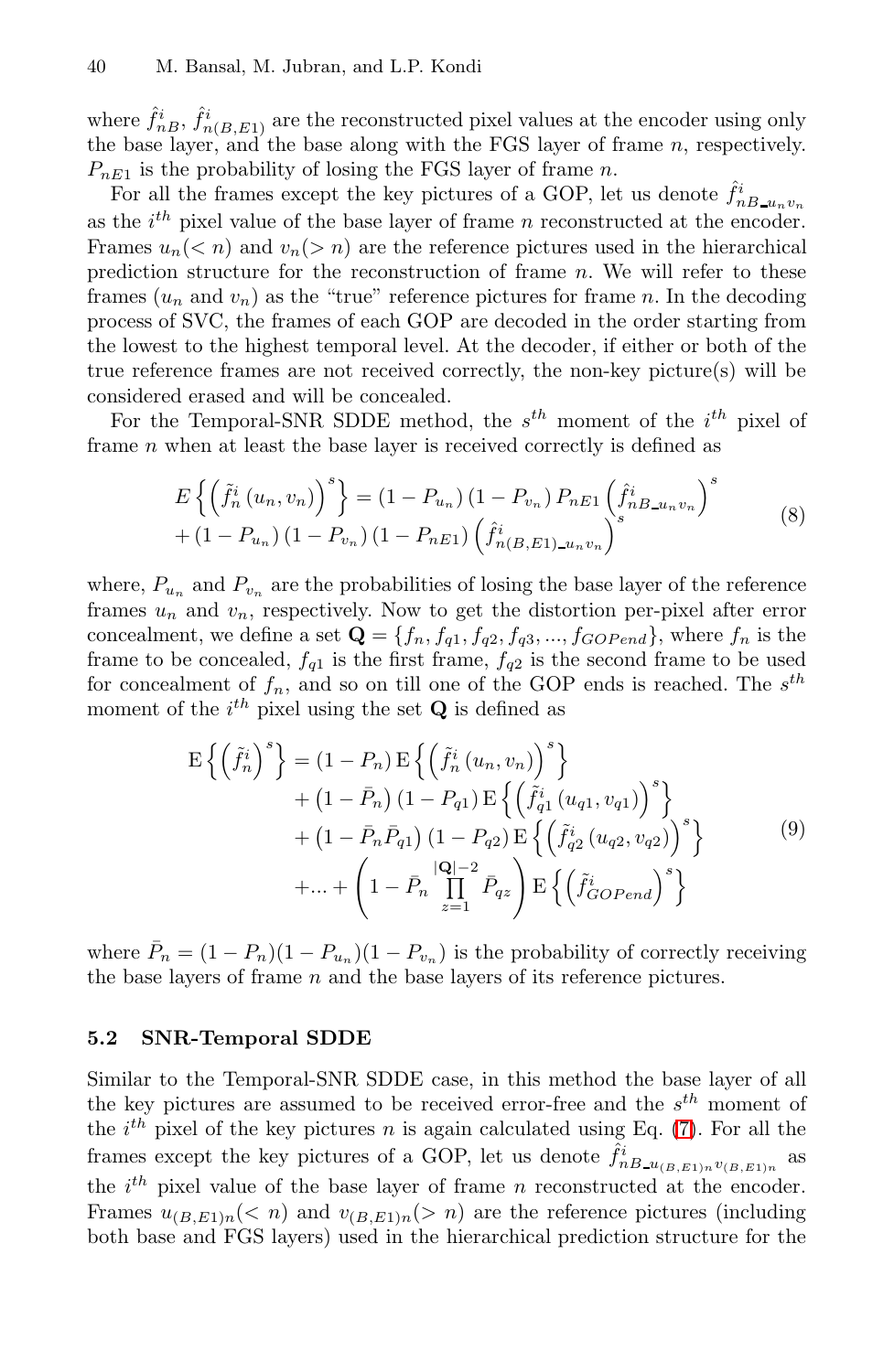where $\hat{f}^i_{nB}$, $\hat{f}^i_{n(B,E1)}$ are the reconstructed pixel values at the encoder using only the base layer, and the base along with the FGS layer of frame $n$, respectively. $P_{nE1}$ is the probability of losing the FGS layer of frame $n$.

For all the frames except the key pictures of a GOP, let us denote $\hat{f}^i_{nB\_u_n v_n}$ as the $i^{th}$ pixel value of the base layer of frame $n$ reconstructed at the encoder. Frames $u_n (< n)$ and $v_n (> n)$ are the reference pictures used in the hierarchical prediction structure for the reconstruction of frame $n$. We will refer to these frames ($u_n$ and $v_n$) as the "true" reference pictures for frame $n$. In the decoding process of SVC, the frames of each GOP are decoded in the order starting from the lowest to the highest temporal level. At the decoder, if either or both of the true reference frames are not received correctly, the non-key picture(s) will be considered erased and will be concealed.

For the Temporal-SNR SDDE method, the $s^{th}$ moment of the $i^{th}$ pixel of frame $n$ when at least the base layer is received correctly is defined as

$$
\begin{aligned}
E\left\{\left(\tilde{f}^i_n\left(u_n, v_n\right)\right)^s\right\} &= \left(1 - P_{u_n}\right)\left(1 - P_{v_n}\right) P_{nE1} \left(\hat{f}^i_{nB\_u_n v_n}\right)^s \\
&+ \left(1 - P_{u_n}\right)\left(1 - P_{v_n}\right)\left(1 - P_{nE1}\right)\left(\hat{f}^i_{n(B,E1)\_u_n v_n}\right)^s
\end{aligned}
\tag{8}
$$

where, $P_{u_n}$ and $P_{v_n}$ are the probabilities of losing the base layer of the reference frames $u_n$ and $v_n$, respectively. Now to get the distortion per-pixel after error concealment, we define a set $\mathbf{Q} = \{f_n, f_{q1}, f_{q2}, f_{q3}, ..., f_{GOPend}\}$, where $f_n$ is the frame to be concealed, $f_{q1}$ is the first frame, $f_{q2}$ is the second frame to be used for concealment of $f_n$, and so on till one of the GOP ends is reached. The $s^{th}$ moment of the $i^{th}$ pixel using the set $\mathbf{Q}$ is defined as

$$
\begin{aligned}
\mathrm{E}\left\{\left(\tilde{f}^i_n\right)^s\right\} &= \left(1 - P_n\right) \mathrm{E}\left\{\left(\tilde{f}^i_n\left(u_n, v_n\right)\right)^s\right\} \\
&+ \left(1 - \bar{P}_n\right)\left(1 - P_{q1}\right) \mathrm{E}\left\{\left(\tilde{f}^i_{q1}\left(u_{q1}, v_{q1}\right)\right)^s\right\} \\
&+ \left(1 - \bar{P}_n \bar{P}_{q1}\right)\left(1 - P_{q2}\right) \mathrm{E}\left\{\left(\tilde{f}^i_{q2}\left(u_{q2}, v_{q2}\right)\right)^s\right\} \\
&+ ... + \left(1 - \bar{P}_n \prod_{z=1}^{|\mathbf{Q}|-2} \bar{P}_{qz}\right) \mathrm{E}\left\{\left(\tilde{f}^i_{GOPend}\right)^s\right\}
\end{aligned}
\tag{9}
$$

where $\bar{P}_n = (1 - P_n)(1 - P_{u_n})(1 - P_{v_n})$ is the probability of correctly receiving the base layers of frame $n$ and the base layers of its reference pictures.

### 5.2 SNR-Temporal SDDE

Similar to the Temporal-SNR SDDE case, in this method the base layer of all the key pictures are assumed to be received error-free and the $s^{th}$ moment of the $i^{th}$ pixel of the key pictures $n$ is again calculated using Eq. (7). For all the frames except the key pictures of a GOP, let us denote $\hat{f}^i_{nB\_u_{(B,E1)n} v_{(B,E1)n}}$ as the $i^{th}$ pixel value of the base layer of frame $n$ reconstructed at the encoder. Frames $u_{(B,E1)n} (< n)$ and $v_{(B,E1)n} (> n)$ are the reference pictures (including both base and FGS layers) used in the hierarchical prediction structure for the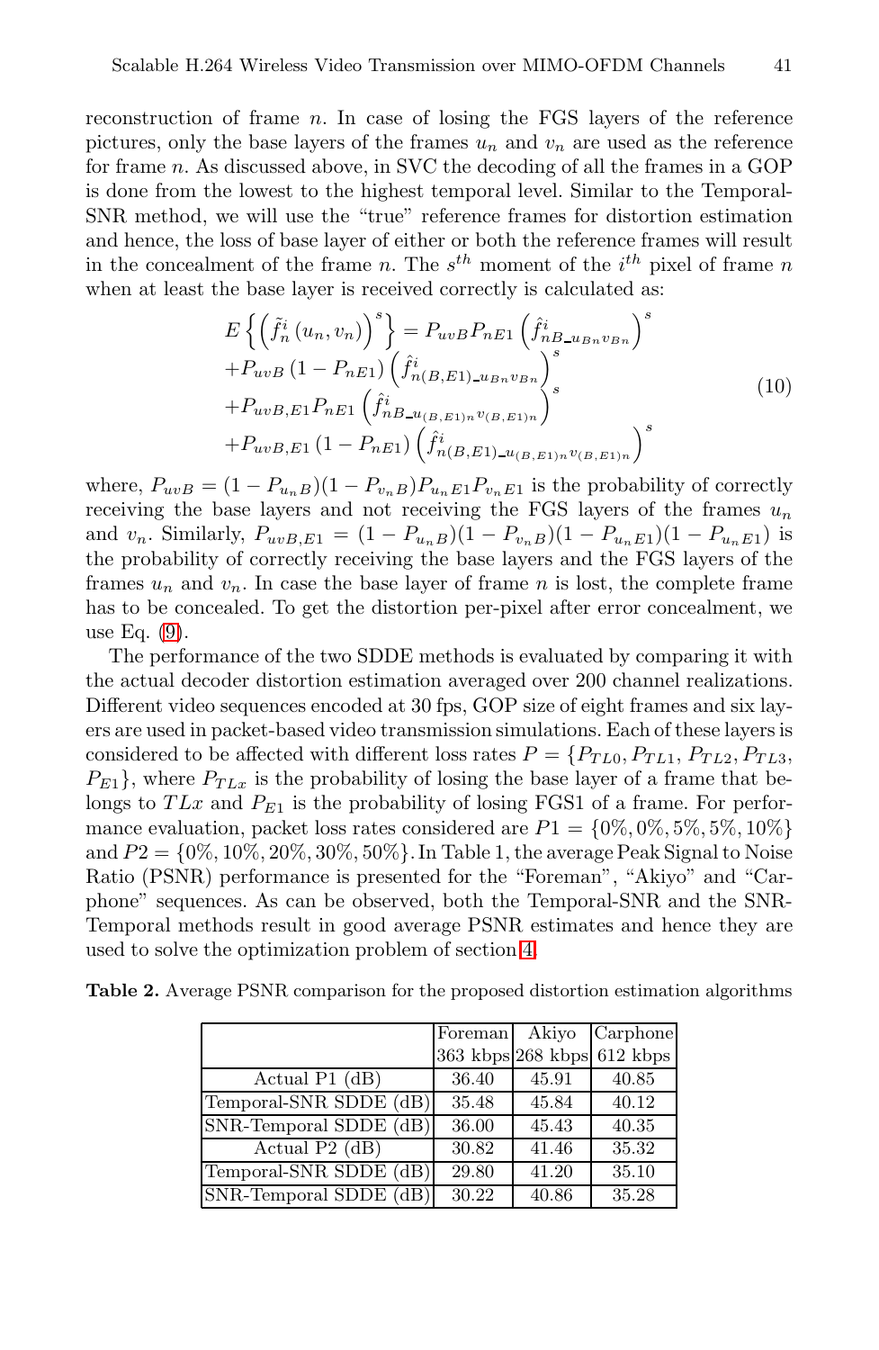reconstruction of frame $n$. In case of losing the FGS layers of the reference pictures, only the base layers of the frames $u_n$ and $v_n$ are used as the reference for frame $n$. As discussed above, in SVC the decoding of all the frames in a GOP is done from the lowest to the highest temporal level. Similar to the Temporal-SNR method, we will use the "true" reference frames for distortion estimation and hence, the loss of base layer of either or both the reference frames will result in the concealment of the frame $n$. The $s^{th}$ moment of the $i^{th}$ pixel of frame $n$ when at least the base layer is received correctly is calculated as:

$$
\begin{aligned}
&E\left\{\left(\tilde{f}_n^i\left(u_n, v_n\right)\right)^s\right\} = P_{uvB} P_{nE1} \left(\hat{f}^i_{nB\_u_{Bn}v_{Bn}}\right)^s \\
&+ P_{uvB}\left(1 - P_{nE1}\right)\left(\hat{f}^i_{n(B,E1)\_u_{Bn}v_{Bn}}\right)^s \\
&+ P_{uvB,E1} P_{nE1}\left(\hat{f}^i_{nB\_u_{(B,E1)n}v_{(B,E1)n}}\right)^s \\
&+ P_{uvB,E1}\left(1 - P_{nE1}\right)\left(\hat{f}^i_{n(B,E1)\_u_{(B,E1)n}v_{(B,E1)n}}\right)^s
\end{aligned}
\tag{10}
$$

where, $P_{uvB} = (1 - P_{u_nB})(1 - P_{v_nB})P_{u_nE1}P_{v_nE1}$ is the probability of correctly receiving the base layers and not receiving the FGS layers of the frames $u_n$ and $v_n$. Similarly, $P_{uvB,E1} = (1 - P_{u_nB})(1 - P_{v_nB})(1 - P_{u_nE1})(1 - P_{u_nE1})$ is the probability of correctly receiving the base layers and the FGS layers of the frames $u_n$ and $v_n$. In case the base layer of frame $n$ is lost, the complete frame has to be concealed. To get the distortion per-pixel after error concealment, we use Eq. (9).

The performance of the two SDDE methods is evaluated by comparing it with the actual decoder distortion estimation averaged over 200 channel realizations. Different video sequences encoded at 30 fps, GOP size of eight frames and six layers are used in packet-based video transmission simulations. Each of these layers is considered to be affected with different loss rates $P = \{P_{TL0}, P_{TL1}, P_{TL2}, P_{TL3}, P_{E1}\}$, where $P_{TLx}$ is the probability of losing the base layer of a frame that belongs to $TLx$ and $P_{E1}$ is the probability of losing FGS1 of a frame. For performance evaluation, packet loss rates considered are $P1 = \{0\%, 0\%, 5\%, 5\%, 10\%\}$ and $P2 = \{0\%, 10\%, 20\%, 30\%, 50\%\}$. In Table 1, the average Peak Signal to Noise Ratio (PSNR) performance is presented for the "Foreman", "Akiyo" and "Carphone" sequences. As can be observed, both the Temporal-SNR and the SNR-Temporal methods result in good average PSNR estimates and hence they are used to solve the optimization problem of section 4.

**Table 2.** Average PSNR comparison for the proposed distortion estimation algorithms

| | Foreman 363 kbps | Akiyo 268 kbps | Carphone 612 kbps |
|---|---|---|---|
| Actual P1 (dB) | 36.40 | 45.91 | 40.85 |
| Temporal-SNR SDDE (dB) | 35.48 | 45.84 | 40.12 |
| SNR-Temporal SDDE (dB) | 36.00 | 45.43 | 40.35 |
| Actual P2 (dB) | 30.82 | 41.46 | 35.32 |
| Temporal-SNR SDDE (dB) | 29.80 | 41.20 | 35.10 |
| SNR-Temporal SDDE (dB) | 30.22 | 40.86 | 35.28 |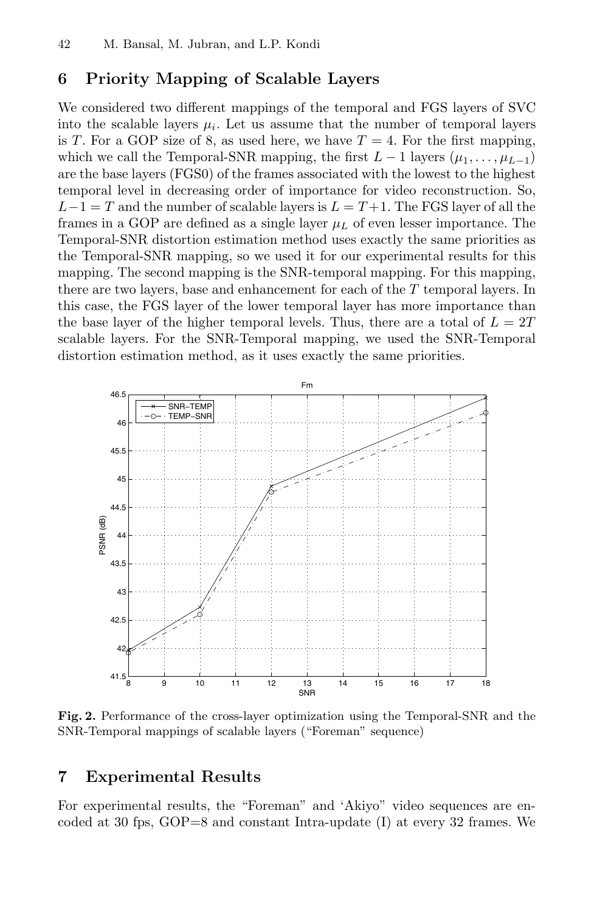## 6 Priority Mapping of Scalable Layers

We considered two different mappings of the temporal and FGS layers of SVC into the scalable layers $\mu_i$. Let us assume that the number of temporal layers is $T$. For a GOP size of 8, as used here, we have $T = 4$. For the first mapping, which we call the Temporal-SNR mapping, the first $L - 1$ layers $(\mu_1, \ldots, \mu_{L-1})$ are the base layers (FGS0) of the frames associated with the lowest to the highest temporal level in decreasing order of importance for video reconstruction. So, $L-1 = T$ and the number of scalable layers is $L = T+1$. The FGS layer of all the frames in a GOP are defined as a single layer $\mu_L$ of even lesser importance. The Temporal-SNR distortion estimation method uses exactly the same priorities as the Temporal-SNR mapping, so we used it for our experimental results for this mapping. The second mapping is the SNR-temporal mapping. For this mapping, there are two layers, base and enhancement for each of the $T$ temporal layers. In this case, the FGS layer of the lower temporal layer has more importance than the base layer of the higher temporal levels. Thus, there are a total of $L = 2T$ scalable layers. For the SNR-Temporal mapping, we used the SNR-Temporal distortion estimation method, as it uses exactly the same priorities.

**Fig. 2.** Performance of the cross-layer optimization using the Temporal-SNR and the SNR-Temporal mappings of scalable layers ("Foreman" sequence)

## 7 Experimental Results

For experimental results, the "Foreman" and 'Akiyo" video sequences are encoded at 30 fps, GOP=8 and constant Intra-update (I) at every 32 frames. We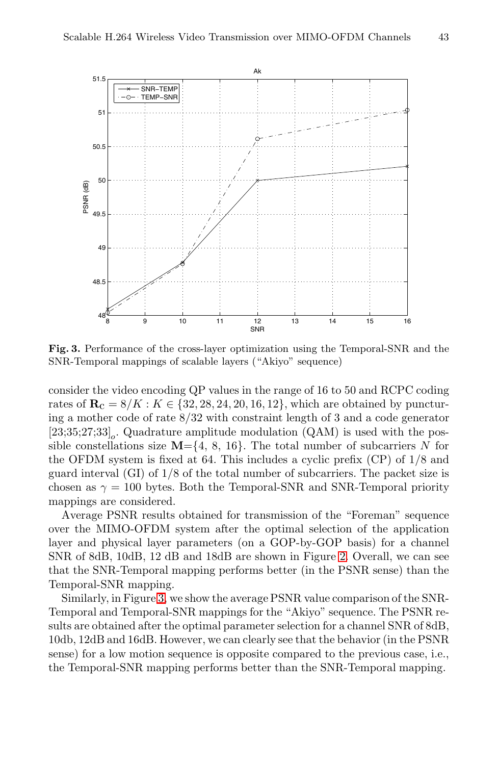**Fig. 3.** Performance of the cross-layer optimization using the Temporal-SNR and the SNR-Temporal mappings of scalable layers ("Akiyo" sequence)

consider the video encoding QP values in the range of 16 to 50 and RCPC coding rates of $\mathbf{R}_C = 8/K : K \in \{32, 28, 24, 20, 16, 12\}$, which are obtained by puncturing a mother code of rate 8/32 with constraint length of 3 and a code generator $[23;35;27;33]_o$. Quadrature amplitude modulation (QAM) is used with the possible constellations size $\mathbf{M}$={4, 8, 16}. The total number of subcarriers $N$ for the OFDM system is fixed at 64. This includes a cyclic prefix (CP) of 1/8 and guard interval (GI) of 1/8 of the total number of subcarriers. The packet size is chosen as $\gamma = 100$ bytes. Both the Temporal-SNR and SNR-Temporal priority mappings are considered.

Average PSNR results obtained for transmission of the "Foreman" sequence over the MIMO-OFDM system after the optimal selection of the application layer and physical layer parameters (on a GOP-by-GOP basis) for a channel SNR of 8dB, 10dB, 12 dB and 18dB are shown in Figure 2. Overall, we can see that the SNR-Temporal mapping performs better (in the PSNR sense) than the Temporal-SNR mapping.

Similarly, in Figure 3, we show the average PSNR value comparison of the SNR-Temporal and Temporal-SNR mappings for the "Akiyo" sequence. The PSNR results are obtained after the optimal parameter selection for a channel SNR of 8dB, 10db, 12dB and 16dB. However, we can clearly see that the behavior (in the PSNR sense) for a low motion sequence is opposite compared to the previous case, i.e., the Temporal-SNR mapping performs better than the SNR-Temporal mapping.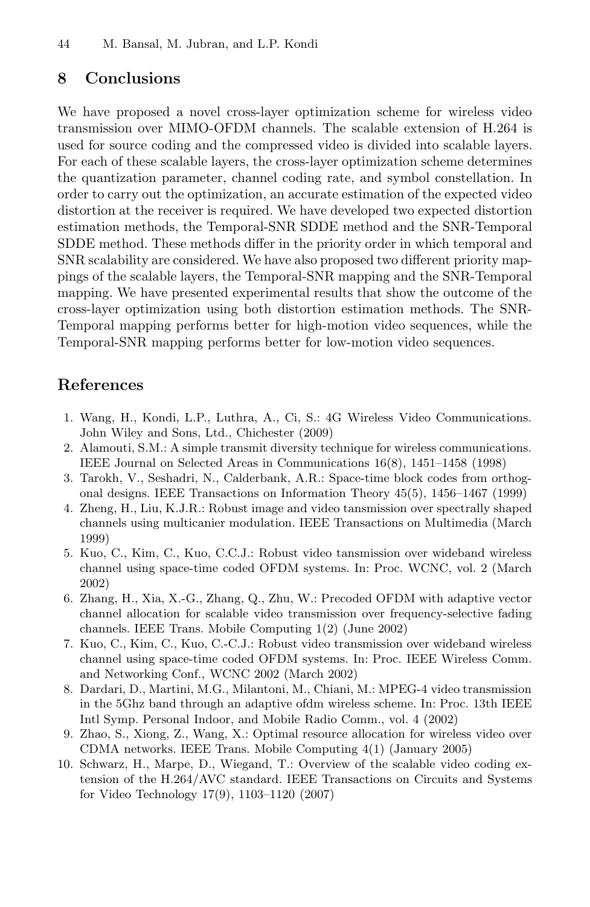## 8 Conclusions

We have proposed a novel cross-layer optimization scheme for wireless video transmission over MIMO-OFDM channels. The scalable extension of H.264 is used for source coding and the compressed video is divided into scalable layers. For each of these scalable layers, the cross-layer optimization scheme determines the quantization parameter, channel coding rate, and symbol constellation. In order to carry out the optimization, an accurate estimation of the expected video distortion at the receiver is required. We have developed two expected distortion estimation methods, the Temporal-SNR SDDE method and the SNR-Temporal SDDE method. These methods differ in the priority order in which temporal and SNR scalability are considered. We have also proposed two different priority mappings of the scalable layers, the Temporal-SNR mapping and the SNR-Temporal mapping. We have presented experimental results that show the outcome of the cross-layer optimization using both distortion estimation methods. The SNR-Temporal mapping performs better for high-motion video sequences, while the Temporal-SNR mapping performs better for low-motion video sequences.

## References

1. Wang, H., Kondi, L.P., Luthra, A., Ci, S.: 4G Wireless Video Communications. John Wiley and Sons, Ltd., Chichester (2009)
2. Alamouti, S.M.: A simple transmit diversity technique for wireless communications. IEEE Journal on Selected Areas in Communications 16(8), 1451–1458 (1998)
3. Tarokh, V., Seshadri, N., Calderbank, A.R.: Space-time block codes from orthogonal designs. IEEE Transactions on Information Theory 45(5), 1456–1467 (1999)
4. Zheng, H., Liu, K.J.R.: Robust image and video tansmission over spectrally shaped channels using multicanier modulation. IEEE Transactions on Multimedia (March 1999)
5. Kuo, C., Kim, C., Kuo, C.C.J.: Robust video tansmission over wideband wireless channel using space-time coded OFDM systems. In: Proc. WCNC, vol. 2 (March 2002)
6. Zhang, H., Xia, X.-G., Zhang, Q., Zhu, W.: Precoded OFDM with adaptive vector channel allocation for scalable video transmission over frequency-selective fading channels. IEEE Trans. Mobile Computing 1(2) (June 2002)
7. Kuo, C., Kim, C., Kuo, C.-C.J.: Robust video transmission over wideband wireless channel using space-time coded OFDM systems. In: Proc. IEEE Wireless Comm. and Networking Conf., WCNC 2002 (March 2002)
8. Dardari, D., Martini, M.G., Milantoni, M., Chiani, M.: MPEG-4 video transmission in the 5Ghz band through an adaptive ofdm wireless scheme. In: Proc. 13th IEEE Intl Symp. Personal Indoor, and Mobile Radio Comm., vol. 4 (2002)
9. Zhao, S., Xiong, Z., Wang, X.: Optimal resource allocation for wireless video over CDMA networks. IEEE Trans. Mobile Computing 4(1) (January 2005)
10. Schwarz, H., Marpe, D., Wiegand, T.: Overview of the scalable video coding extension of the H.264/AVC standard. IEEE Transactions on Circuits and Systems for Video Technology 17(9), 1103–1120 (2007)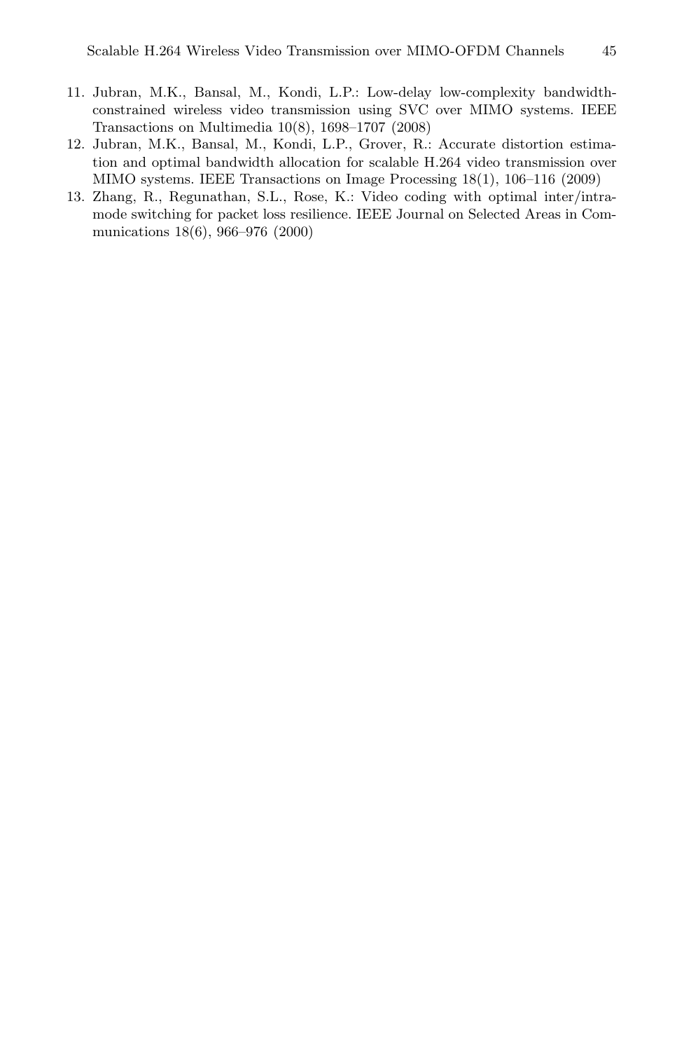11. Jubran, M.K., Bansal, M., Kondi, L.P.: Low-delay low-complexity bandwidth-constrained wireless video transmission using SVC over MIMO systems. IEEE Transactions on Multimedia 10(8), 1698–1707 (2008)
12. Jubran, M.K., Bansal, M., Kondi, L.P., Grover, R.: Accurate distortion estimation and optimal bandwidth allocation for scalable H.264 video transmission over MIMO systems. IEEE Transactions on Image Processing 18(1), 106–116 (2009)
13. Zhang, R., Regunathan, S.L., Rose, K.: Video coding with optimal inter/intra-mode switching for packet loss resilience. IEEE Journal on Selected Areas in Communications 18(6), 966–976 (2000)